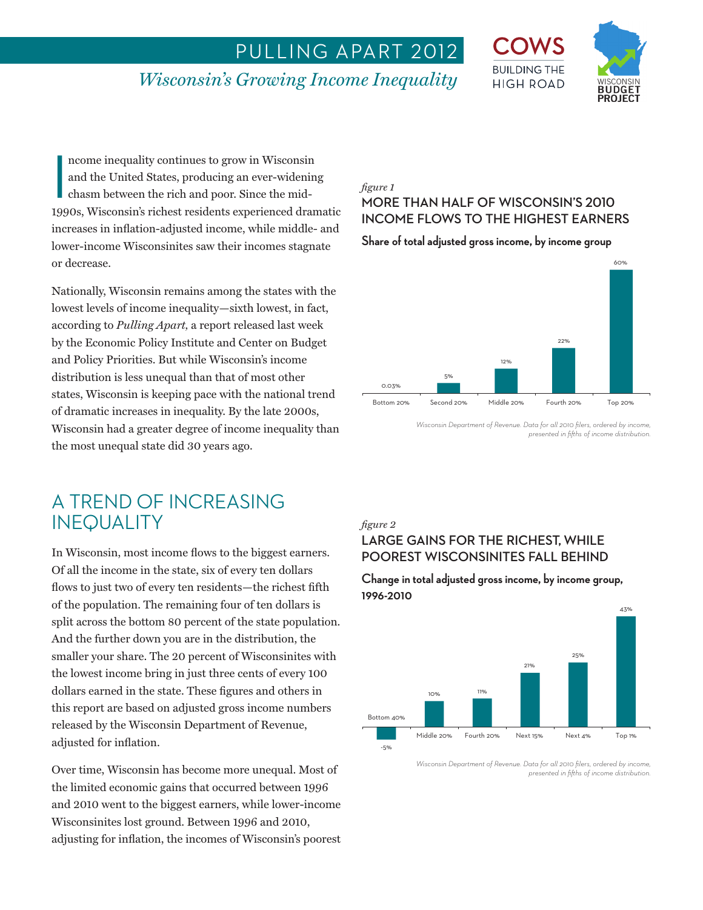# PULLING APART 2012

*Wisconsin's Growing Income Inequality*

COWS BUILDING THE HIGH ROAD

WISCONSIN BUDGET PROJECT

Income inequality continues to grow in Wisconsin and the United States, producing an ever-widening chasm between the rich and poor. Since the mid-1990s, Wisconsin's richest residents experienced dramatic increases in inflation-adjusted income, while middle- and lower-income Wisconsinites saw their incomes stagnate or decrease.

Nationally, Wisconsin remains among the states with the lowest levels of income inequality—sixth lowest, in fact, according to *Pulling Apart,* a report released last week by the Economic Policy Institute and Center on Budget and Policy Priorities. But while Wisconsin's income distribution is less unequal than that of most other states, Wisconsin is keeping pace with the national trend of dramatic increases in inequality. By the late 2000s, Wisconsin had a greater degree of income inequality than the most unequal state did 30 years ago.

*figure 1*

### MORE THAN HALF OF WISCONSIN'S 2010 INCOME FLOWS TO THE HIGHEST EARNERS

**Share of total adjusted gross income, by income group**

| Income group | Share |
|---|---|
| Bottom 20% | 0.03% |
| Second 20% | 5% |
| Middle 20% | 12% |
| Fourth 20% | 22% |
| Top 20% | 60% |

*Wisconsin Department of Revenue. Data for all 2010 filers, ordered by income, presented in fifths of income distribution.*

## A TREND OF INCREASING INEQUALITY

In Wisconsin, most income flows to the biggest earners. Of all the income in the state, six of every ten dollars flows to just two of every ten residents—the richest fifth of the population. The remaining four of ten dollars is split across the bottom 80 percent of the state population. And the further down you are in the distribution, the smaller your share. The 20 percent of Wisconsinites with the lowest income bring in just three cents of every 100 dollars earned in the state. These figures and others in this report are based on adjusted gross income numbers released by the Wisconsin Department of Revenue, adjusted for inflation.

Over time, Wisconsin has become more unequal. Most of the limited economic gains that occurred between 1996 and 2010 went to the biggest earners, while lower-income Wisconsinites lost ground. Between 1996 and 2010, adjusting for inflation, the incomes of Wisconsin's poorest

*figure 2*

### LARGE GAINS FOR THE RICHEST, WHILE POOREST WISCONSINITES FALL BEHIND

**Change in total adjusted gross income, by income group, 1996-2010**

| Income group | Change |
|---|---|
| Bottom 40% | -5% |
| Middle 20% | 10% |
| Fourth 20% | 11% |
| Next 15% | 21% |
| Next 4% | 25% |
| Top 1% | 43% |

*Wisconsin Department of Revenue. Data for all 2010 filers, ordered by income, presented in fifths of income distribution.*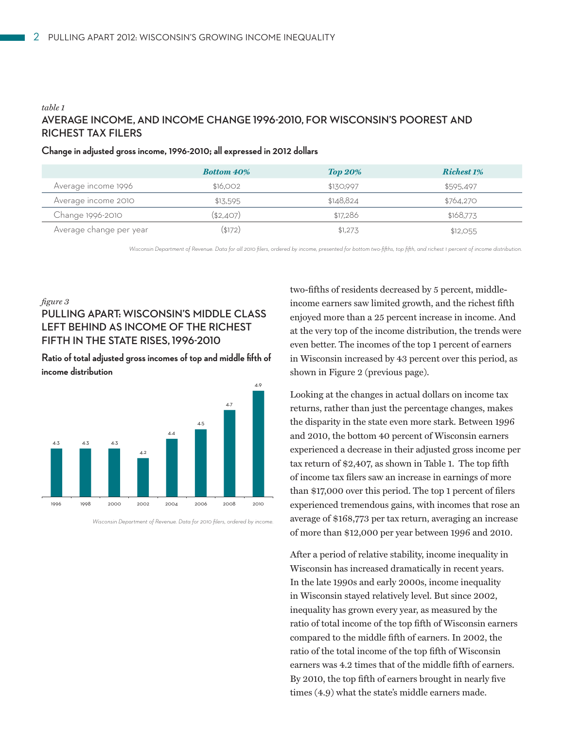*table 1*

## AVERAGE INCOME, AND INCOME CHANGE 1996-2010, FOR WISCONSIN'S POOREST AND RICHEST TAX FILERS

**Change in adjusted gross income, 1996-2010; all expressed in 2012 dollars**

| | *Bottom 40%* | *Top 20%* | *Richest 1%* |
|---|---|---|---|
| Average income 1996 | $16,002 | $130,997 | $595,497 |
| Average income 2010 | $13,595 | $148,824 | $764,270 |
| Change 1996-2010 | ($2,407) | $17,286 | $168,773 |
| Average change per year | ($172) | $1,273 | $12,055 |

*Wisconsin Department of Revenue. Data for all 2010 filers, ordered by income, presented for bottom two-fifths, top fifth, and richest 1 percent of income distribution.*

*figure 3*

## PULLING APART: WISCONSIN'S MIDDLE CLASS LEFT BEHIND AS INCOME OF THE RICHEST FIFTH IN THE STATE RISES, 1996-2010

**Ratio of total adjusted gross incomes of top and middle fifth of income distribution**

| Year | Ratio |
|---|---|
| 1996 | 4.3 |
| 1998 | 4.3 |
| 2000 | 4.3 |
| 2002 | 4.2 |
| 2004 | 4.4 |
| 2006 | 4.5 |
| 2008 | 4.7 |
| 2010 | 4.9 |

*Wisconsin Department of Revenue. Data for 2010 filers, ordered by income.*

two-fifths of residents decreased by 5 percent, middle-income earners saw limited growth, and the richest fifth enjoyed more than a 25 percent increase in income. And at the very top of the income distribution, the trends were even better. The incomes of the top 1 percent of earners in Wisconsin increased by 43 percent over this period, as shown in Figure 2 (previous page).

Looking at the changes in actual dollars on income tax returns, rather than just the percentage changes, makes the disparity in the state even more stark. Between 1996 and 2010, the bottom 40 percent of Wisconsin earners experienced a decrease in their adjusted gross income per tax return of $2,407, as shown in Table 1. The top fifth of income tax filers saw an increase in earnings of more than $17,000 over this period. The top 1 percent of filers experienced tremendous gains, with incomes that rose an average of $168,773 per tax return, averaging an increase of more than $12,000 per year between 1996 and 2010.

After a period of relative stability, income inequality in Wisconsin has increased dramatically in recent years. In the late 1990s and early 2000s, income inequality in Wisconsin stayed relatively level. But since 2002, inequality has grown every year, as measured by the ratio of total income of the top fifth of Wisconsin earners compared to the middle fifth of earners. In 2002, the ratio of the total income of the top fifth of Wisconsin earners was 4.2 times that of the middle fifth of earners. By 2010, the top fifth of earners brought in nearly five times (4.9) what the state's middle earners made.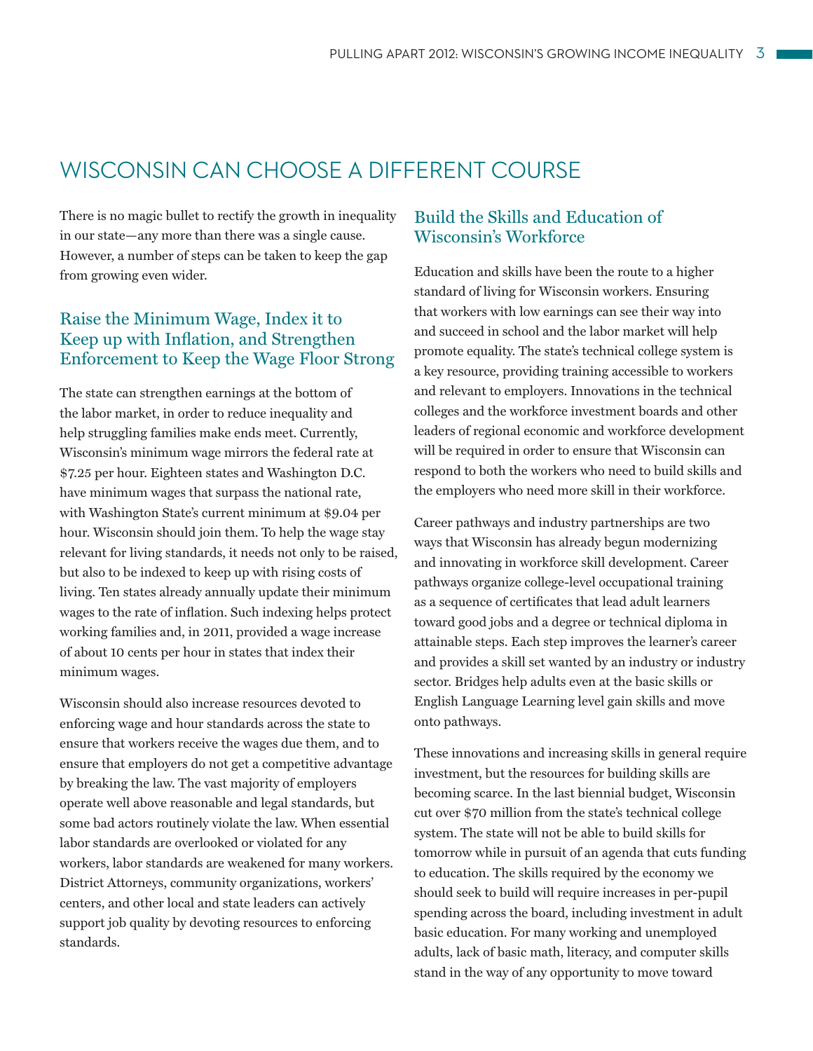# WISCONSIN CAN CHOOSE A DIFFERENT COURSE

There is no magic bullet to rectify the growth in inequality in our state—any more than there was a single cause. However, a number of steps can be taken to keep the gap from growing even wider.

## Raise the Minimum Wage, Index it to Keep up with Inflation, and Strengthen Enforcement to Keep the Wage Floor Strong

The state can strengthen earnings at the bottom of the labor market, in order to reduce inequality and help struggling families make ends meet. Currently, Wisconsin's minimum wage mirrors the federal rate at $7.25 per hour. Eighteen states and Washington D.C. have minimum wages that surpass the national rate, with Washington State's current minimum at $9.04 per hour. Wisconsin should join them. To help the wage stay relevant for living standards, it needs not only to be raised, but also to be indexed to keep up with rising costs of living. Ten states already annually update their minimum wages to the rate of inflation. Such indexing helps protect working families and, in 2011, provided a wage increase of about 10 cents per hour in states that index their minimum wages.

Wisconsin should also increase resources devoted to enforcing wage and hour standards across the state to ensure that workers receive the wages due them, and to ensure that employers do not get a competitive advantage by breaking the law. The vast majority of employers operate well above reasonable and legal standards, but some bad actors routinely violate the law. When essential labor standards are overlooked or violated for any workers, labor standards are weakened for many workers. District Attorneys, community organizations, workers' centers, and other local and state leaders can actively support job quality by devoting resources to enforcing standards.

## Build the Skills and Education of Wisconsin's Workforce

Education and skills have been the route to a higher standard of living for Wisconsin workers. Ensuring that workers with low earnings can see their way into and succeed in school and the labor market will help promote equality. The state's technical college system is a key resource, providing training accessible to workers and relevant to employers. Innovations in the technical colleges and the workforce investment boards and other leaders of regional economic and workforce development will be required in order to ensure that Wisconsin can respond to both the workers who need to build skills and the employers who need more skill in their workforce.

Career pathways and industry partnerships are two ways that Wisconsin has already begun modernizing and innovating in workforce skill development. Career pathways organize college-level occupational training as a sequence of certificates that lead adult learners toward good jobs and a degree or technical diploma in attainable steps. Each step improves the learner's career and provides a skill set wanted by an industry or industry sector. Bridges help adults even at the basic skills or English Language Learning level gain skills and move onto pathways.

These innovations and increasing skills in general require investment, but the resources for building skills are becoming scarce. In the last biennial budget, Wisconsin cut over $70 million from the state's technical college system. The state will not be able to build skills for tomorrow while in pursuit of an agenda that cuts funding to education. The skills required by the economy we should seek to build will require increases in per-pupil spending across the board, including investment in adult basic education. For many working and unemployed adults, lack of basic math, literacy, and computer skills stand in the way of any opportunity to move toward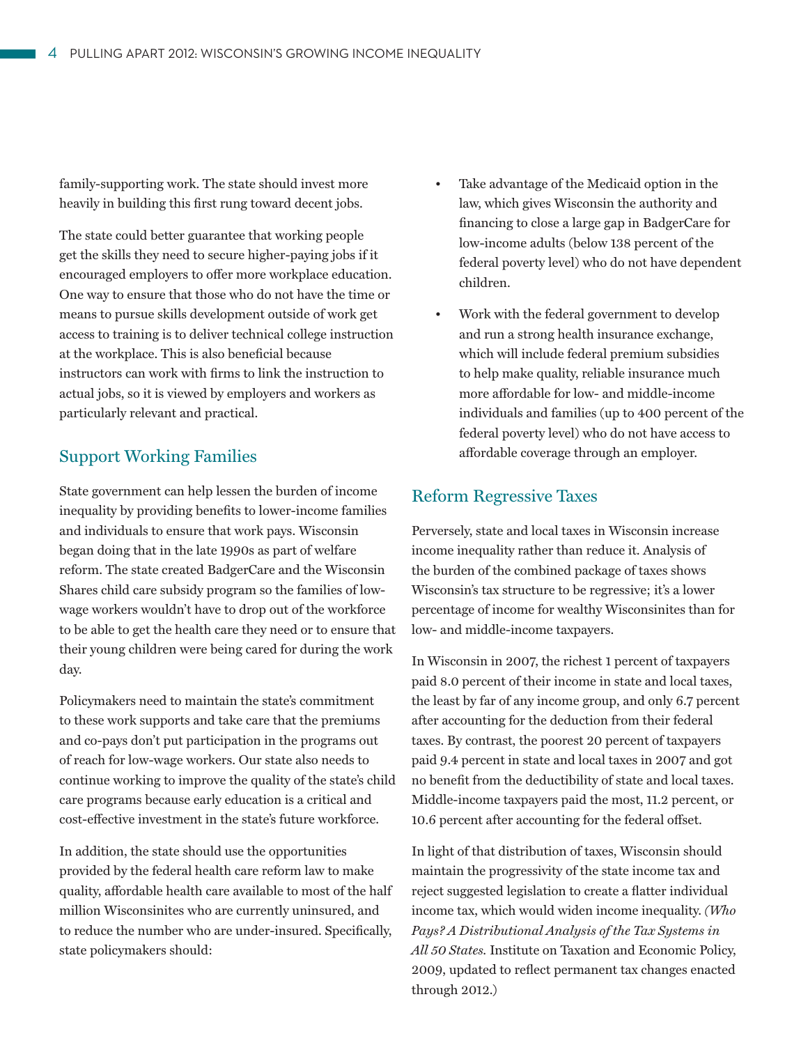family-supporting work. The state should invest more heavily in building this first rung toward decent jobs.

The state could better guarantee that working people get the skills they need to secure higher-paying jobs if it encouraged employers to offer more workplace education. One way to ensure that those who do not have the time or means to pursue skills development outside of work get access to training is to deliver technical college instruction at the workplace. This is also beneficial because instructors can work with firms to link the instruction to actual jobs, so it is viewed by employers and workers as particularly relevant and practical.

## Support Working Families

State government can help lessen the burden of income inequality by providing benefits to lower-income families and individuals to ensure that work pays. Wisconsin began doing that in the late 1990s as part of welfare reform. The state created BadgerCare and the Wisconsin Shares child care subsidy program so the families of low-wage workers wouldn't have to drop out of the workforce to be able to get the health care they need or to ensure that their young children were being cared for during the work day.

Policymakers need to maintain the state's commitment to these work supports and take care that the premiums and co-pays don't put participation in the programs out of reach for low-wage workers. Our state also needs to continue working to improve the quality of the state's child care programs because early education is a critical and cost-effective investment in the state's future workforce.

In addition, the state should use the opportunities provided by the federal health care reform law to make quality, affordable health care available to most of the half million Wisconsinites who are currently uninsured, and to reduce the number who are under-insured. Specifically, state policymakers should:

- Take advantage of the Medicaid option in the law, which gives Wisconsin the authority and financing to close a large gap in BadgerCare for low-income adults (below 138 percent of the federal poverty level) who do not have dependent children.
- Work with the federal government to develop and run a strong health insurance exchange, which will include federal premium subsidies to help make quality, reliable insurance much more affordable for low- and middle-income individuals and families (up to 400 percent of the federal poverty level) who do not have access to affordable coverage through an employer.

## Reform Regressive Taxes

Perversely, state and local taxes in Wisconsin increase income inequality rather than reduce it. Analysis of the burden of the combined package of taxes shows Wisconsin's tax structure to be regressive; it's a lower percentage of income for wealthy Wisconsinites than for low- and middle-income taxpayers.

In Wisconsin in 2007, the richest 1 percent of taxpayers paid 8.0 percent of their income in state and local taxes, the least by far of any income group, and only 6.7 percent after accounting for the deduction from their federal taxes. By contrast, the poorest 20 percent of taxpayers paid 9.4 percent in state and local taxes in 2007 and got no benefit from the deductibility of state and local taxes. Middle-income taxpayers paid the most, 11.2 percent, or 10.6 percent after accounting for the federal offset.

In light of that distribution of taxes, Wisconsin should maintain the progressivity of the state income tax and reject suggested legislation to create a flatter individual income tax, which would widen income inequality. (*Who Pays? A Distributional Analysis of the Tax Systems in All 50 States.* Institute on Taxation and Economic Policy, 2009, updated to reflect permanent tax changes enacted through 2012.)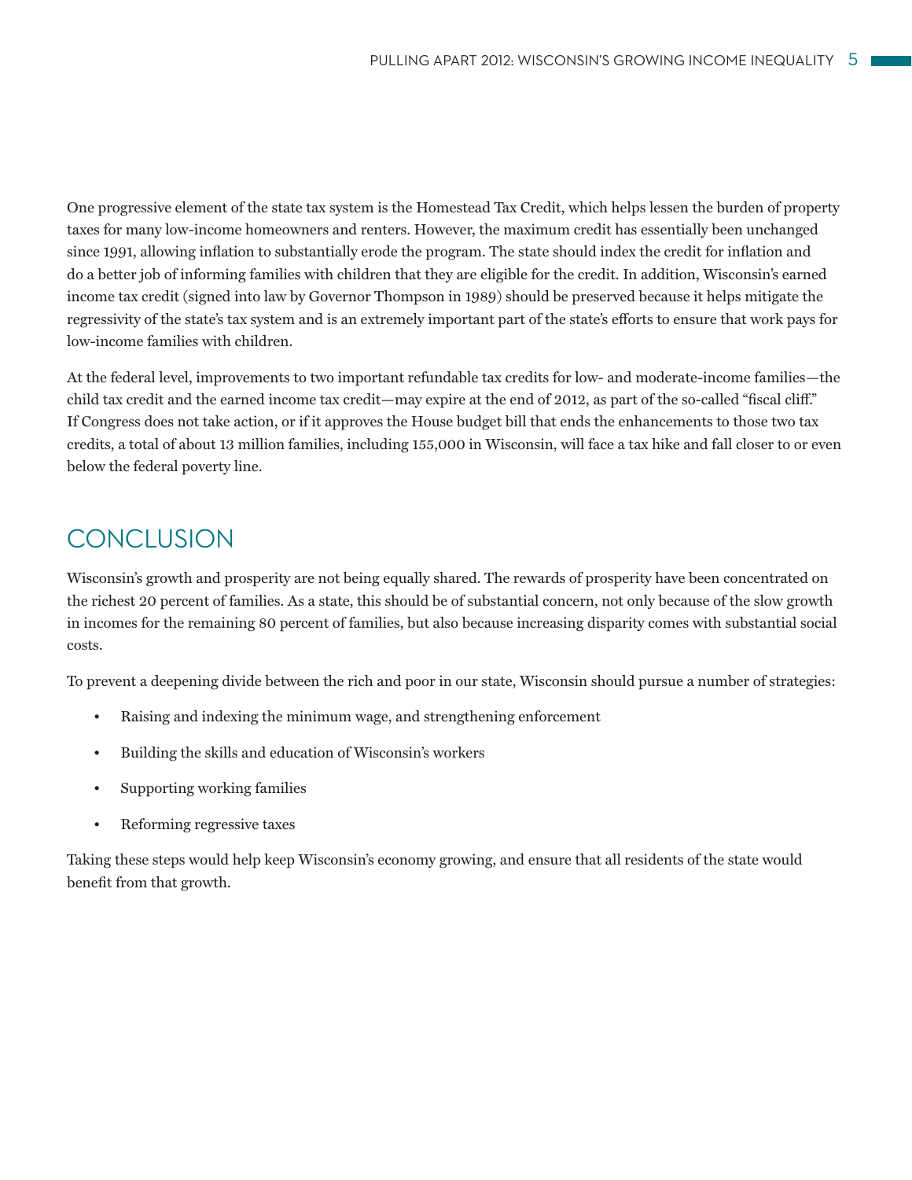One progressive element of the state tax system is the Homestead Tax Credit, which helps lessen the burden of property taxes for many low-income homeowners and renters. However, the maximum credit has essentially been unchanged since 1991, allowing inflation to substantially erode the program. The state should index the credit for inflation and do a better job of informing families with children that they are eligible for the credit. In addition, Wisconsin's earned income tax credit (signed into law by Governor Thompson in 1989) should be preserved because it helps mitigate the regressivity of the state's tax system and is an extremely important part of the state's efforts to ensure that work pays for low-income families with children.

At the federal level, improvements to two important refundable tax credits for low- and moderate-income families—the child tax credit and the earned income tax credit—may expire at the end of 2012, as part of the so-called "fiscal cliff." If Congress does not take action, or if it approves the House budget bill that ends the enhancements to those two tax credits, a total of about 13 million families, including 155,000 in Wisconsin, will face a tax hike and fall closer to or even below the federal poverty line.

## CONCLUSION

Wisconsin's growth and prosperity are not being equally shared. The rewards of prosperity have been concentrated on the richest 20 percent of families. As a state, this should be of substantial concern, not only because of the slow growth in incomes for the remaining 80 percent of families, but also because increasing disparity comes with substantial social costs.

To prevent a deepening divide between the rich and poor in our state, Wisconsin should pursue a number of strategies:

- Raising and indexing the minimum wage, and strengthening enforcement
- Building the skills and education of Wisconsin's workers
- Supporting working families
- Reforming regressive taxes

Taking these steps would help keep Wisconsin's economy growing, and ensure that all residents of the state would benefit from that growth.